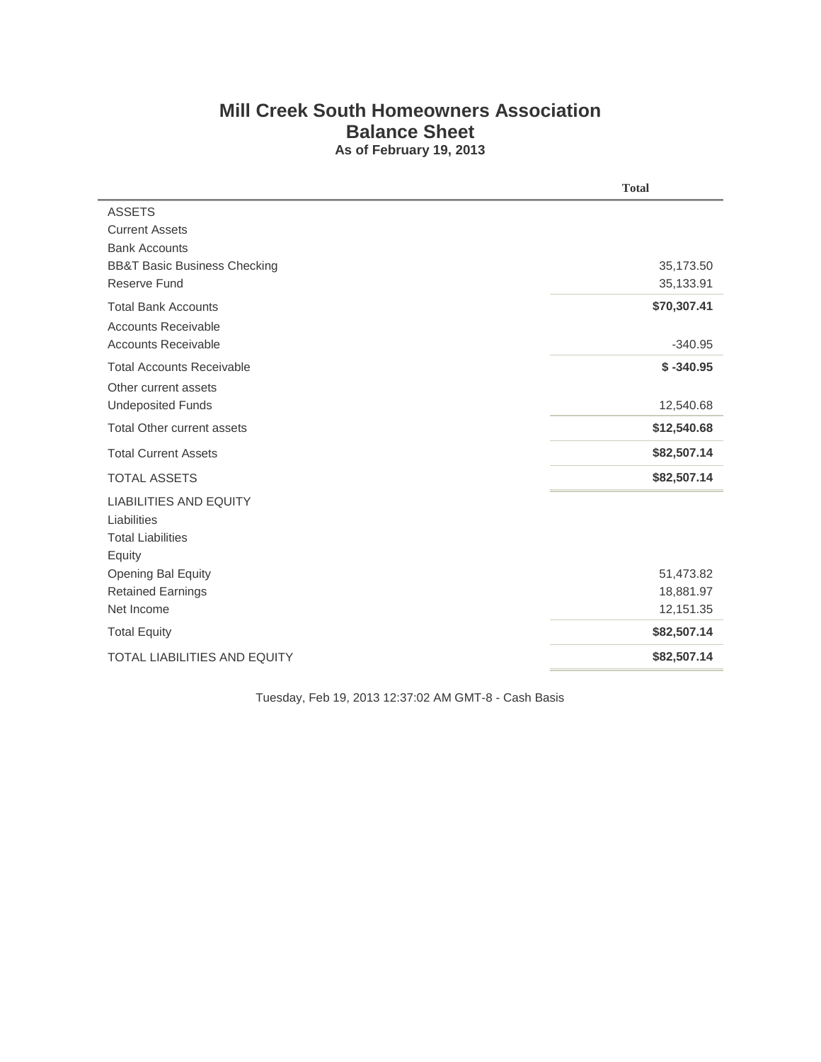# Mill Creek South Homeowners Association

## Balance Sheet

**As of February 19, 2013**

| | Total |
|---|---|
| ASSETS | |
| Current Assets | |
| Bank Accounts | |
| BB&T Basic Business Checking | 35,173.50 |
| Reserve Fund | 35,133.91 |
| Total Bank Accounts | **$70,307.41** |
| Accounts Receivable | |
| Accounts Receivable | -340.95 |
| Total Accounts Receivable | **$ -340.95** |
| Other current assets | |
| Undeposited Funds | 12,540.68 |
| Total Other current assets | **$12,540.68** |
| Total Current Assets | **$82,507.14** |
| TOTAL ASSETS | **$82,507.14** |
| LIABILITIES AND EQUITY | |
| Liabilities | |
| Total Liabilities | |
| Equity | |
| Opening Bal Equity | 51,473.82 |
| Retained Earnings | 18,881.97 |
| Net Income | 12,151.35 |
| Total Equity | **$82,507.14** |
| TOTAL LIABILITIES AND EQUITY | **$82,507.14** |

Tuesday, Feb 19, 2013 12:37:02 AM GMT-8 - Cash Basis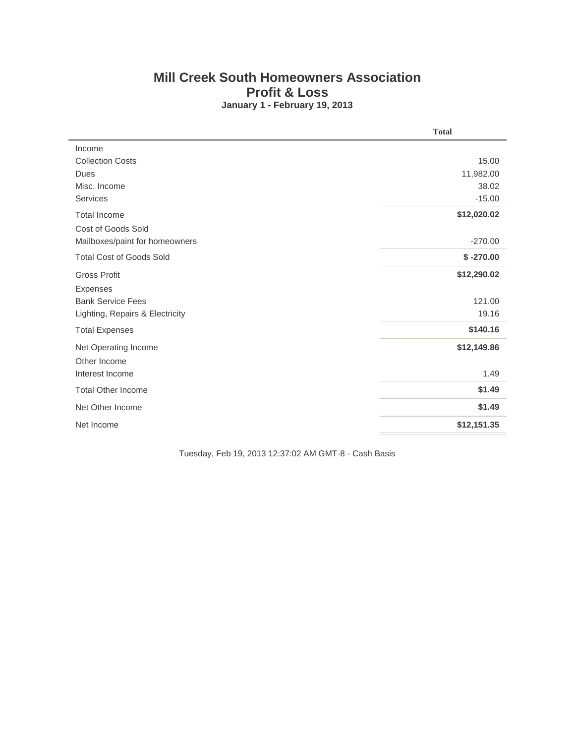# Mill Creek South Homeowners Association

## Profit & Loss

### January 1 - February 19, 2013

| | Total |
|---|---|
| Income | |
| Collection Costs | 15.00 |
| Dues | 11,982.00 |
| Misc. Income | 38.02 |
| Services | -15.00 |
| Total Income | **$12,020.02** |
| Cost of Goods Sold | |
| Mailboxes/paint for homeowners | -270.00 |
| Total Cost of Goods Sold | **$ -270.00** |
| Gross Profit | **$12,290.02** |
| Expenses | |
| Bank Service Fees | 121.00 |
| Lighting, Repairs & Electricity | 19.16 |
| Total Expenses | **$140.16** |
| Net Operating Income | **$12,149.86** |
| Other Income | |
| Interest Income | 1.49 |
| Total Other Income | **$1.49** |
| Net Other Income | **$1.49** |
| Net Income | **$12,151.35** |

Tuesday, Feb 19, 2013 12:37:02 AM GMT-8 - Cash Basis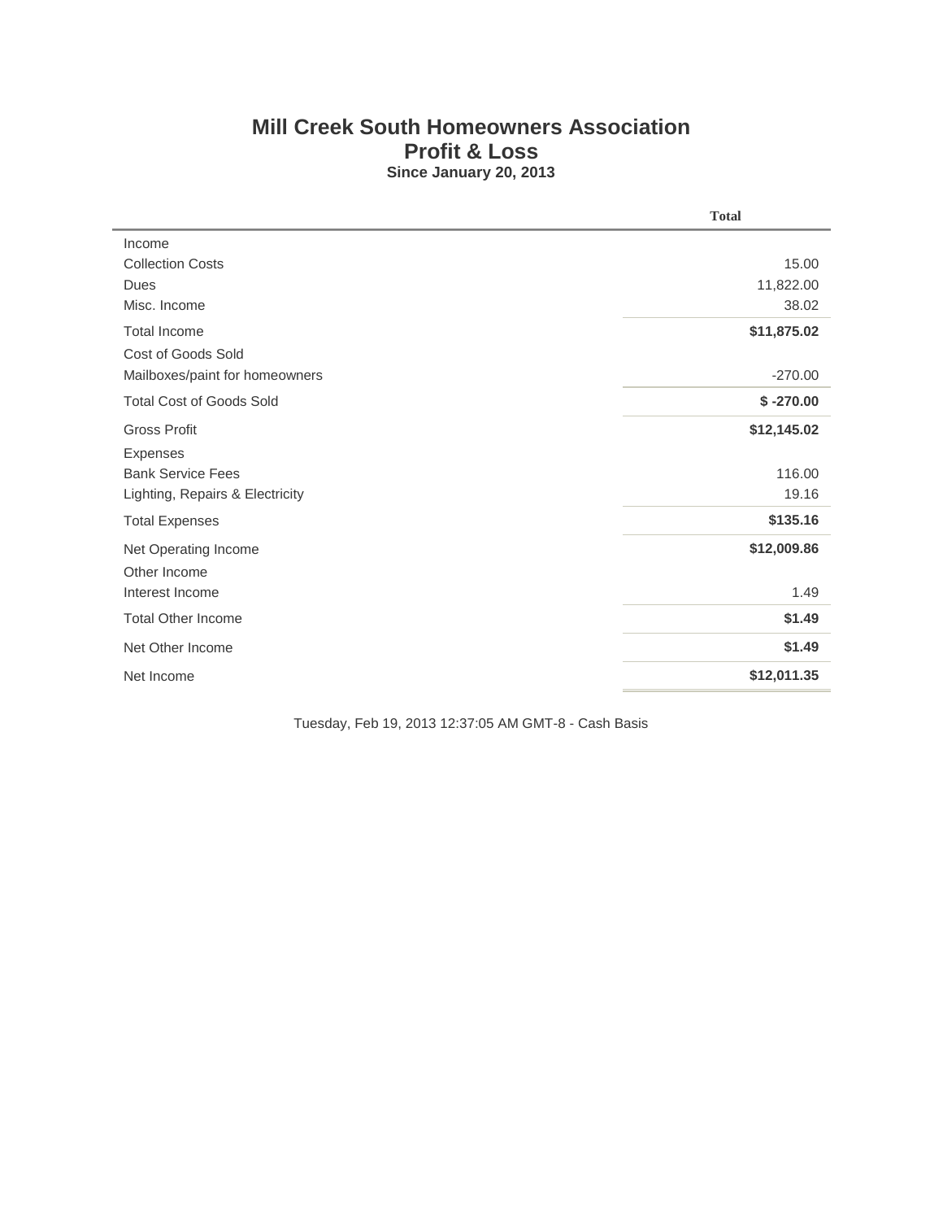# Mill Creek South Homeowners Association

## Profit & Loss

### Since January 20, 2013

| | Total |
|---|---|
| Income | |
| Collection Costs | 15.00 |
| Dues | 11,822.00 |
| Misc. Income | 38.02 |
| **Total Income** | **$11,875.02** |
| Cost of Goods Sold | |
| Mailboxes/paint for homeowners | -270.00 |
| **Total Cost of Goods Sold** | **$ -270.00** |
| **Gross Profit** | **$12,145.02** |
| Expenses | |
| Bank Service Fees | 116.00 |
| Lighting, Repairs & Electricity | 19.16 |
| **Total Expenses** | **$135.16** |
| **Net Operating Income** | **$12,009.86** |
| Other Income | |
| Interest Income | 1.49 |
| **Total Other Income** | **$1.49** |
| **Net Other Income** | **$1.49** |
| **Net Income** | **$12,011.35** |

Tuesday, Feb 19, 2013 12:37:05 AM GMT-8 - Cash Basis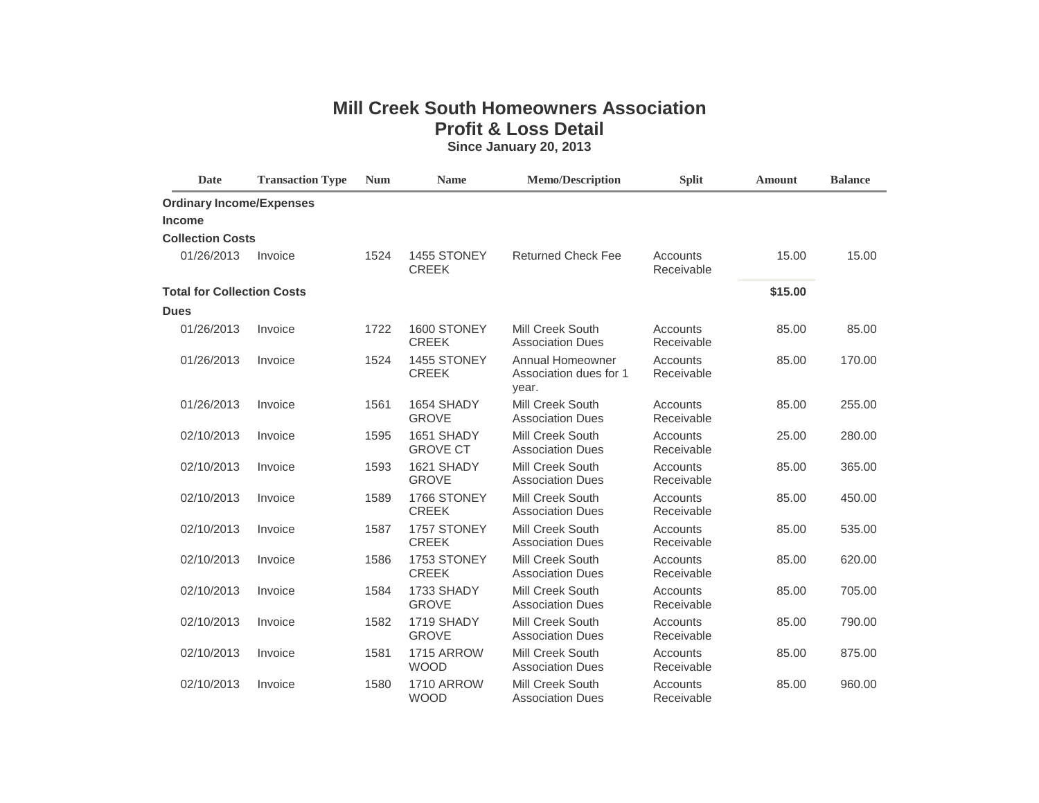# Mill Creek South Homeowners Association

## Profit & Loss Detail

### Since January 20, 2013

| Date | Transaction Type | Num | Name | Memo/Description | Split | Amount | Balance |
|---|---|---|---|---|---|---|---|
| **Ordinary Income/Expenses** | | | | | | | |
| **Income** | | | | | | | |
| **Collection Costs** | | | | | | | |
| 01/26/2013 | Invoice | 1524 | 1455 STONEY CREEK | Returned Check Fee | Accounts Receivable | 15.00 | 15.00 |
| **Total for Collection Costs** | | | | | | **$15.00** | |
| **Dues** | | | | | | | |
| 01/26/2013 | Invoice | 1722 | 1600 STONEY CREEK | Mill Creek South Association Dues | Accounts Receivable | 85.00 | 85.00 |
| 01/26/2013 | Invoice | 1524 | 1455 STONEY CREEK | Annual Homeowner Association dues for 1 year. | Accounts Receivable | 85.00 | 170.00 |
| 01/26/2013 | Invoice | 1561 | 1654 SHADY GROVE | Mill Creek South Association Dues | Accounts Receivable | 85.00 | 255.00 |
| 02/10/2013 | Invoice | 1595 | 1651 SHADY GROVE CT | Mill Creek South Association Dues | Accounts Receivable | 25.00 | 280.00 |
| 02/10/2013 | Invoice | 1593 | 1621 SHADY GROVE | Mill Creek South Association Dues | Accounts Receivable | 85.00 | 365.00 |
| 02/10/2013 | Invoice | 1589 | 1766 STONEY CREEK | Mill Creek South Association Dues | Accounts Receivable | 85.00 | 450.00 |
| 02/10/2013 | Invoice | 1587 | 1757 STONEY CREEK | Mill Creek South Association Dues | Accounts Receivable | 85.00 | 535.00 |
| 02/10/2013 | Invoice | 1586 | 1753 STONEY CREEK | Mill Creek South Association Dues | Accounts Receivable | 85.00 | 620.00 |
| 02/10/2013 | Invoice | 1584 | 1733 SHADY GROVE | Mill Creek South Association Dues | Accounts Receivable | 85.00 | 705.00 |
| 02/10/2013 | Invoice | 1582 | 1719 SHADY GROVE | Mill Creek South Association Dues | Accounts Receivable | 85.00 | 790.00 |
| 02/10/2013 | Invoice | 1581 | 1715 ARROW WOOD | Mill Creek South Association Dues | Accounts Receivable | 85.00 | 875.00 |
| 02/10/2013 | Invoice | 1580 | 1710 ARROW WOOD | Mill Creek South Association Dues | Accounts Receivable | 85.00 | 960.00 |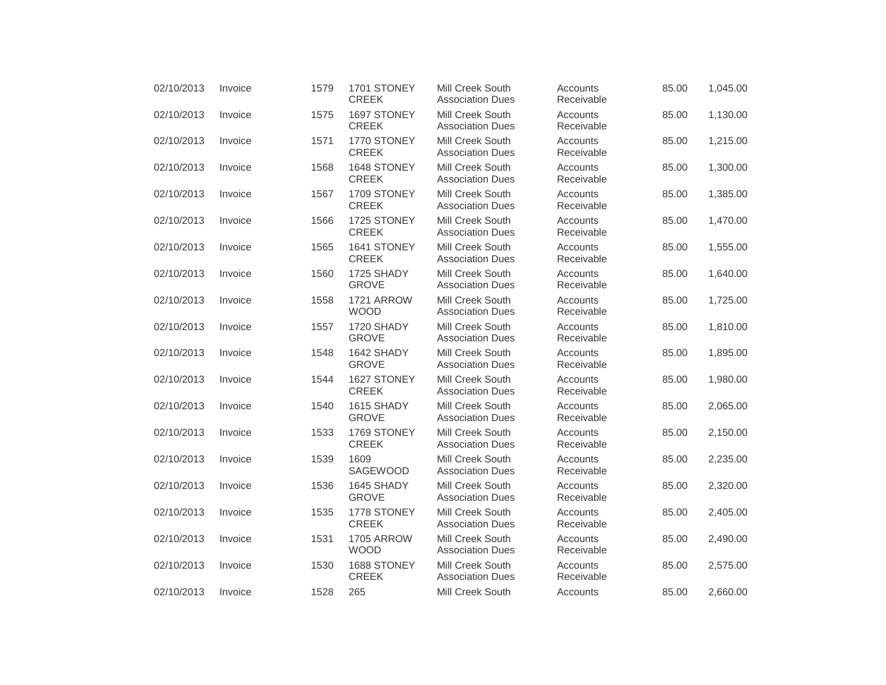| | | | | | | | |
|---|---|---|---|---|---|---|---|
| 02/10/2013 | Invoice | 1579 | 1701 STONEY CREEK | Mill Creek South Association Dues | Accounts Receivable | 85.00 | 1,045.00 |
| 02/10/2013 | Invoice | 1575 | 1697 STONEY CREEK | Mill Creek South Association Dues | Accounts Receivable | 85.00 | 1,130.00 |
| 02/10/2013 | Invoice | 1571 | 1770 STONEY CREEK | Mill Creek South Association Dues | Accounts Receivable | 85.00 | 1,215.00 |
| 02/10/2013 | Invoice | 1568 | 1648 STONEY CREEK | Mill Creek South Association Dues | Accounts Receivable | 85.00 | 1,300.00 |
| 02/10/2013 | Invoice | 1567 | 1709 STONEY CREEK | Mill Creek South Association Dues | Accounts Receivable | 85.00 | 1,385.00 |
| 02/10/2013 | Invoice | 1566 | 1725 STONEY CREEK | Mill Creek South Association Dues | Accounts Receivable | 85.00 | 1,470.00 |
| 02/10/2013 | Invoice | 1565 | 1641 STONEY CREEK | Mill Creek South Association Dues | Accounts Receivable | 85.00 | 1,555.00 |
| 02/10/2013 | Invoice | 1560 | 1725 SHADY GROVE | Mill Creek South Association Dues | Accounts Receivable | 85.00 | 1,640.00 |
| 02/10/2013 | Invoice | 1558 | 1721 ARROW WOOD | Mill Creek South Association Dues | Accounts Receivable | 85.00 | 1,725.00 |
| 02/10/2013 | Invoice | 1557 | 1720 SHADY GROVE | Mill Creek South Association Dues | Accounts Receivable | 85.00 | 1,810.00 |
| 02/10/2013 | Invoice | 1548 | 1642 SHADY GROVE | Mill Creek South Association Dues | Accounts Receivable | 85.00 | 1,895.00 |
| 02/10/2013 | Invoice | 1544 | 1627 STONEY CREEK | Mill Creek South Association Dues | Accounts Receivable | 85.00 | 1,980.00 |
| 02/10/2013 | Invoice | 1540 | 1615 SHADY GROVE | Mill Creek South Association Dues | Accounts Receivable | 85.00 | 2,065.00 |
| 02/10/2013 | Invoice | 1533 | 1769 STONEY CREEK | Mill Creek South Association Dues | Accounts Receivable | 85.00 | 2,150.00 |
| 02/10/2013 | Invoice | 1539 | 1609 SAGEWOOD | Mill Creek South Association Dues | Accounts Receivable | 85.00 | 2,235.00 |
| 02/10/2013 | Invoice | 1536 | 1645 SHADY GROVE | Mill Creek South Association Dues | Accounts Receivable | 85.00 | 2,320.00 |
| 02/10/2013 | Invoice | 1535 | 1778 STONEY CREEK | Mill Creek South Association Dues | Accounts Receivable | 85.00 | 2,405.00 |
| 02/10/2013 | Invoice | 1531 | 1705 ARROW WOOD | Mill Creek South Association Dues | Accounts Receivable | 85.00 | 2,490.00 |
| 02/10/2013 | Invoice | 1530 | 1688 STONEY CREEK | Mill Creek South Association Dues | Accounts Receivable | 85.00 | 2,575.00 |
| 02/10/2013 | Invoice | 1528 | 265 | Mill Creek South | Accounts | 85.00 | 2,660.00 |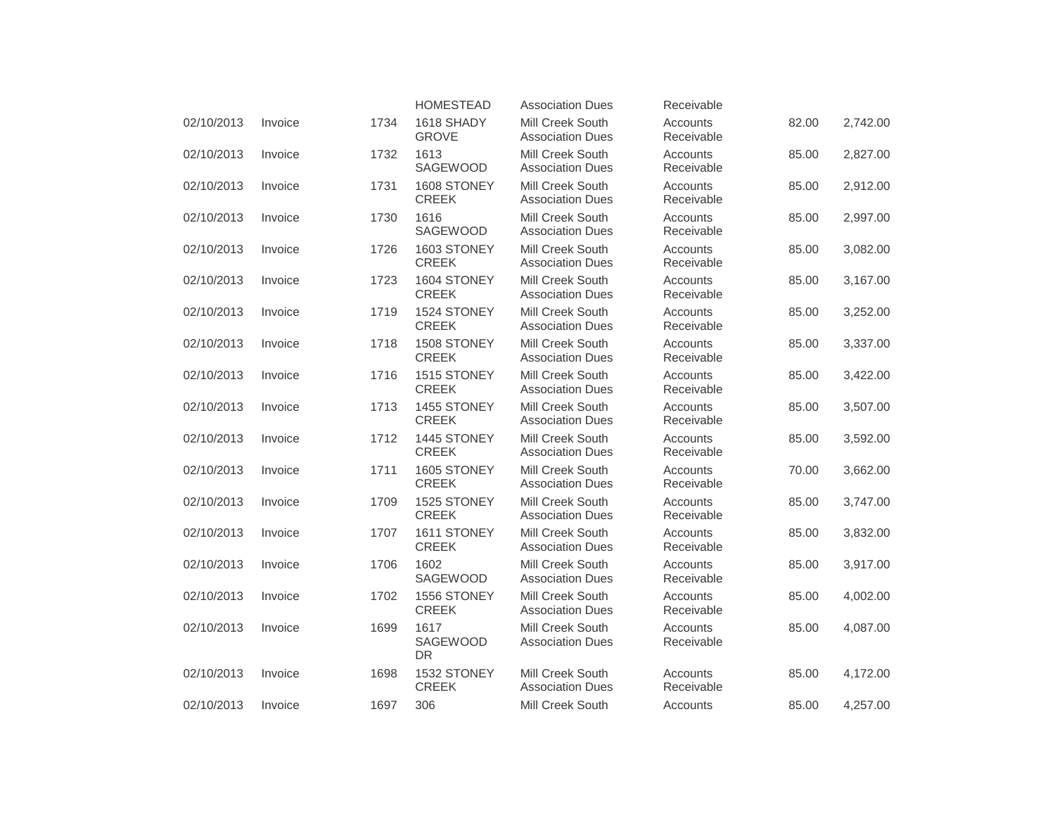| | | | | | | | |
|---|---|---|---|---|---|---|---|
| | | | HOMESTEAD | Association Dues | Receivable | | |
| 02/10/2013 | Invoice | 1734 | 1618 SHADY GROVE | Mill Creek South Association Dues | Accounts Receivable | 82.00 | 2,742.00 |
| 02/10/2013 | Invoice | 1732 | 1613 SAGEWOOD | Mill Creek South Association Dues | Accounts Receivable | 85.00 | 2,827.00 |
| 02/10/2013 | Invoice | 1731 | 1608 STONEY CREEK | Mill Creek South Association Dues | Accounts Receivable | 85.00 | 2,912.00 |
| 02/10/2013 | Invoice | 1730 | 1616 SAGEWOOD | Mill Creek South Association Dues | Accounts Receivable | 85.00 | 2,997.00 |
| 02/10/2013 | Invoice | 1726 | 1603 STONEY CREEK | Mill Creek South Association Dues | Accounts Receivable | 85.00 | 3,082.00 |
| 02/10/2013 | Invoice | 1723 | 1604 STONEY CREEK | Mill Creek South Association Dues | Accounts Receivable | 85.00 | 3,167.00 |
| 02/10/2013 | Invoice | 1719 | 1524 STONEY CREEK | Mill Creek South Association Dues | Accounts Receivable | 85.00 | 3,252.00 |
| 02/10/2013 | Invoice | 1718 | 1508 STONEY CREEK | Mill Creek South Association Dues | Accounts Receivable | 85.00 | 3,337.00 |
| 02/10/2013 | Invoice | 1716 | 1515 STONEY CREEK | Mill Creek South Association Dues | Accounts Receivable | 85.00 | 3,422.00 |
| 02/10/2013 | Invoice | 1713 | 1455 STONEY CREEK | Mill Creek South Association Dues | Accounts Receivable | 85.00 | 3,507.00 |
| 02/10/2013 | Invoice | 1712 | 1445 STONEY CREEK | Mill Creek South Association Dues | Accounts Receivable | 85.00 | 3,592.00 |
| 02/10/2013 | Invoice | 1711 | 1605 STONEY CREEK | Mill Creek South Association Dues | Accounts Receivable | 70.00 | 3,662.00 |
| 02/10/2013 | Invoice | 1709 | 1525 STONEY CREEK | Mill Creek South Association Dues | Accounts Receivable | 85.00 | 3,747.00 |
| 02/10/2013 | Invoice | 1707 | 1611 STONEY CREEK | Mill Creek South Association Dues | Accounts Receivable | 85.00 | 3,832.00 |
| 02/10/2013 | Invoice | 1706 | 1602 SAGEWOOD | Mill Creek South Association Dues | Accounts Receivable | 85.00 | 3,917.00 |
| 02/10/2013 | Invoice | 1702 | 1556 STONEY CREEK | Mill Creek South Association Dues | Accounts Receivable | 85.00 | 4,002.00 |
| 02/10/2013 | Invoice | 1699 | 1617 SAGEWOOD DR | Mill Creek South Association Dues | Accounts Receivable | 85.00 | 4,087.00 |
| 02/10/2013 | Invoice | 1698 | 1532 STONEY CREEK | Mill Creek South Association Dues | Accounts Receivable | 85.00 | 4,172.00 |
| 02/10/2013 | Invoice | 1697 | 306 | Mill Creek South | Accounts | 85.00 | 4,257.00 |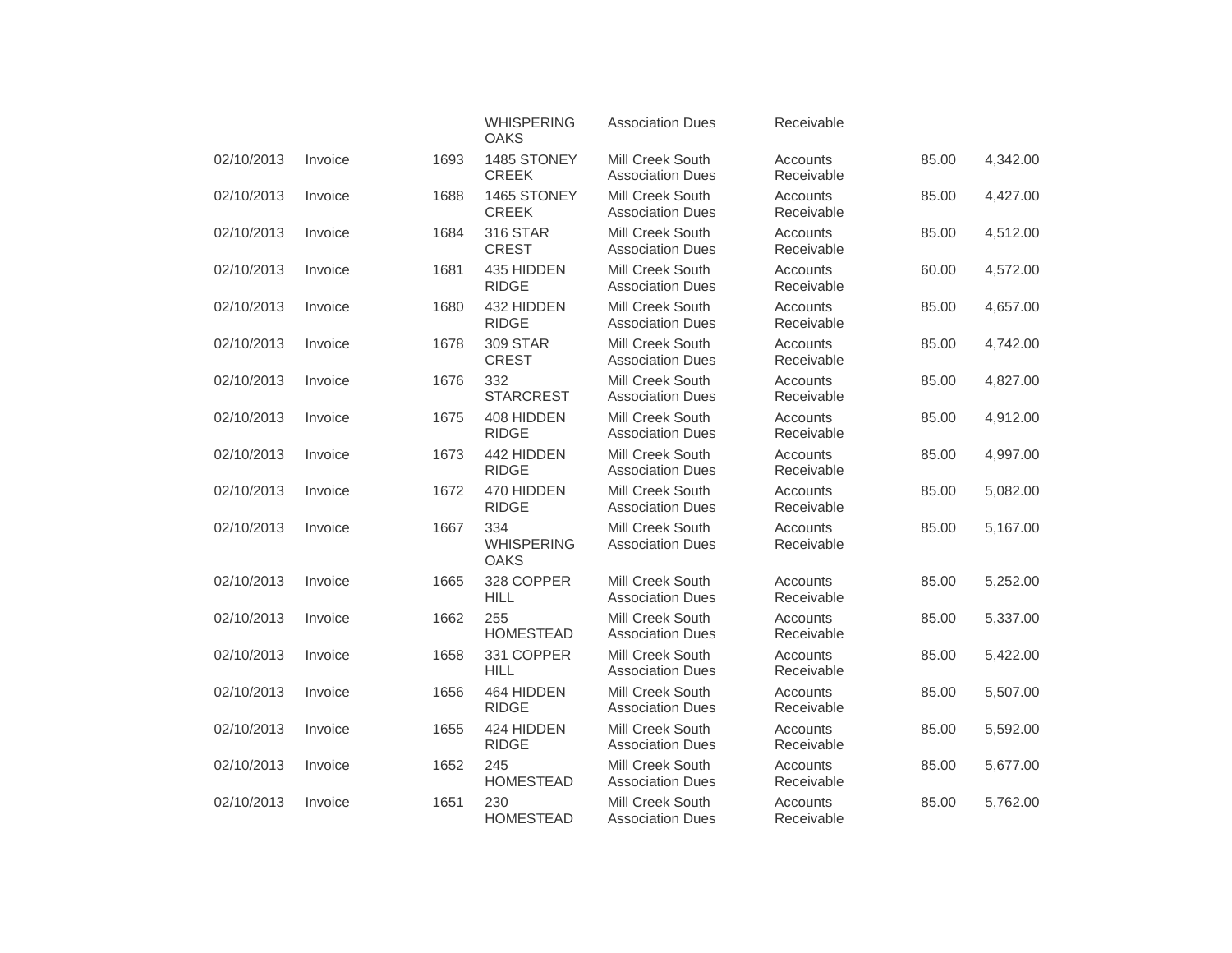| | | | WHISPERING OAKS | Association Dues | Receivable | | |
|---|---|---|---|---|---|---|---|
| 02/10/2013 | Invoice | 1693 | 1485 STONEY CREEK | Mill Creek South Association Dues | Accounts Receivable | 85.00 | 4,342.00 |
| 02/10/2013 | Invoice | 1688 | 1465 STONEY CREEK | Mill Creek South Association Dues | Accounts Receivable | 85.00 | 4,427.00 |
| 02/10/2013 | Invoice | 1684 | 316 STAR CREST | Mill Creek South Association Dues | Accounts Receivable | 85.00 | 4,512.00 |
| 02/10/2013 | Invoice | 1681 | 435 HIDDEN RIDGE | Mill Creek South Association Dues | Accounts Receivable | 60.00 | 4,572.00 |
| 02/10/2013 | Invoice | 1680 | 432 HIDDEN RIDGE | Mill Creek South Association Dues | Accounts Receivable | 85.00 | 4,657.00 |
| 02/10/2013 | Invoice | 1678 | 309 STAR CREST | Mill Creek South Association Dues | Accounts Receivable | 85.00 | 4,742.00 |
| 02/10/2013 | Invoice | 1676 | 332 STARCREST | Mill Creek South Association Dues | Accounts Receivable | 85.00 | 4,827.00 |
| 02/10/2013 | Invoice | 1675 | 408 HIDDEN RIDGE | Mill Creek South Association Dues | Accounts Receivable | 85.00 | 4,912.00 |
| 02/10/2013 | Invoice | 1673 | 442 HIDDEN RIDGE | Mill Creek South Association Dues | Accounts Receivable | 85.00 | 4,997.00 |
| 02/10/2013 | Invoice | 1672 | 470 HIDDEN RIDGE | Mill Creek South Association Dues | Accounts Receivable | 85.00 | 5,082.00 |
| 02/10/2013 | Invoice | 1667 | 334 WHISPERING OAKS | Mill Creek South Association Dues | Accounts Receivable | 85.00 | 5,167.00 |
| 02/10/2013 | Invoice | 1665 | 328 COPPER HILL | Mill Creek South Association Dues | Accounts Receivable | 85.00 | 5,252.00 |
| 02/10/2013 | Invoice | 1662 | 255 HOMESTEAD | Mill Creek South Association Dues | Accounts Receivable | 85.00 | 5,337.00 |
| 02/10/2013 | Invoice | 1658 | 331 COPPER HILL | Mill Creek South Association Dues | Accounts Receivable | 85.00 | 5,422.00 |
| 02/10/2013 | Invoice | 1656 | 464 HIDDEN RIDGE | Mill Creek South Association Dues | Accounts Receivable | 85.00 | 5,507.00 |
| 02/10/2013 | Invoice | 1655 | 424 HIDDEN RIDGE | Mill Creek South Association Dues | Accounts Receivable | 85.00 | 5,592.00 |
| 02/10/2013 | Invoice | 1652 | 245 HOMESTEAD | Mill Creek South Association Dues | Accounts Receivable | 85.00 | 5,677.00 |
| 02/10/2013 | Invoice | 1651 | 230 HOMESTEAD | Mill Creek South Association Dues | Accounts Receivable | 85.00 | 5,762.00 |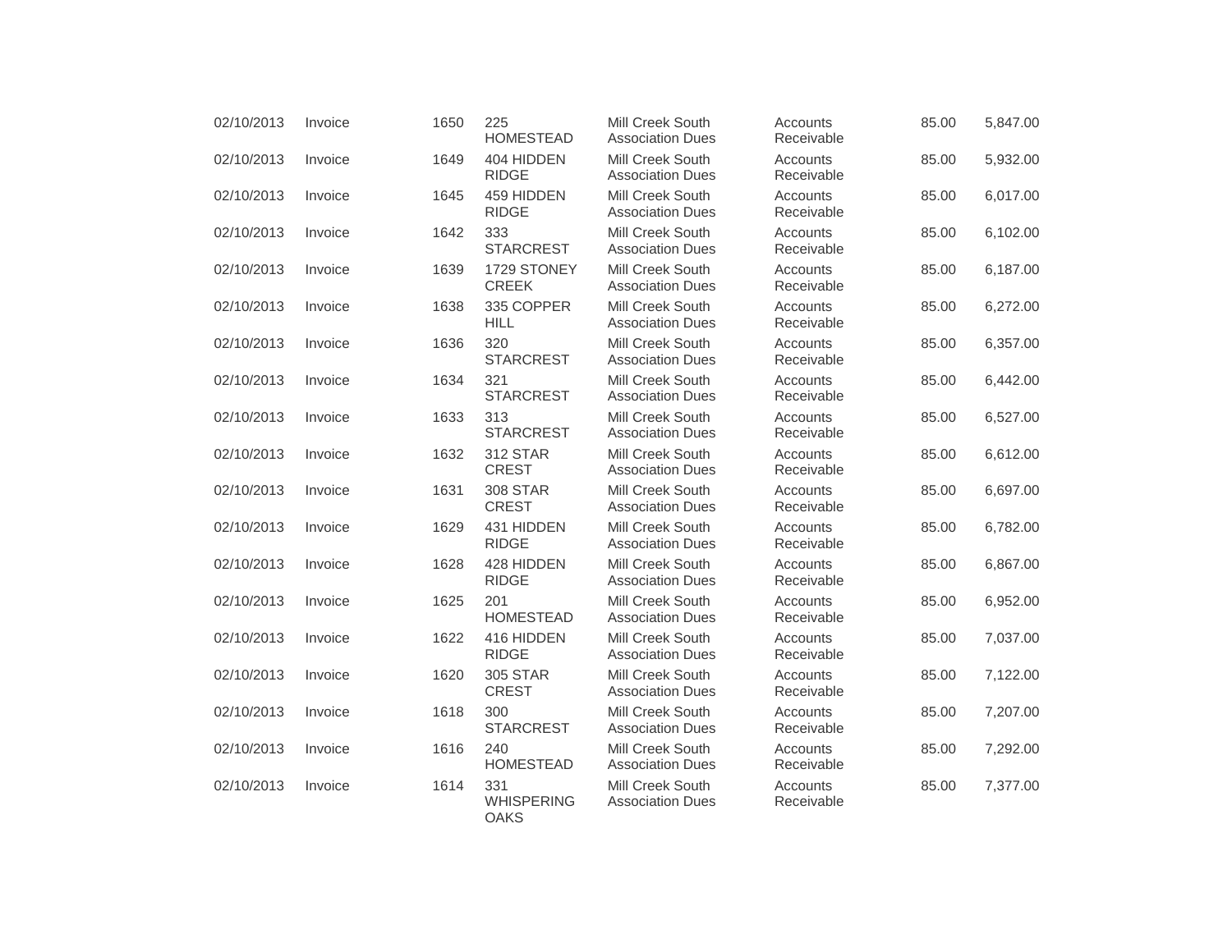| | | | | | | | |
|---|---|---|---|---|---|---|---|
| 02/10/2013 | Invoice | 1650 | 225 HOMESTEAD | Mill Creek South Association Dues | Accounts Receivable | 85.00 | 5,847.00 |
| 02/10/2013 | Invoice | 1649 | 404 HIDDEN RIDGE | Mill Creek South Association Dues | Accounts Receivable | 85.00 | 5,932.00 |
| 02/10/2013 | Invoice | 1645 | 459 HIDDEN RIDGE | Mill Creek South Association Dues | Accounts Receivable | 85.00 | 6,017.00 |
| 02/10/2013 | Invoice | 1642 | 333 STARCREST | Mill Creek South Association Dues | Accounts Receivable | 85.00 | 6,102.00 |
| 02/10/2013 | Invoice | 1639 | 1729 STONEY CREEK | Mill Creek South Association Dues | Accounts Receivable | 85.00 | 6,187.00 |
| 02/10/2013 | Invoice | 1638 | 335 COPPER HILL | Mill Creek South Association Dues | Accounts Receivable | 85.00 | 6,272.00 |
| 02/10/2013 | Invoice | 1636 | 320 STARCREST | Mill Creek South Association Dues | Accounts Receivable | 85.00 | 6,357.00 |
| 02/10/2013 | Invoice | 1634 | 321 STARCREST | Mill Creek South Association Dues | Accounts Receivable | 85.00 | 6,442.00 |
| 02/10/2013 | Invoice | 1633 | 313 STARCREST | Mill Creek South Association Dues | Accounts Receivable | 85.00 | 6,527.00 |
| 02/10/2013 | Invoice | 1632 | 312 STAR CREST | Mill Creek South Association Dues | Accounts Receivable | 85.00 | 6,612.00 |
| 02/10/2013 | Invoice | 1631 | 308 STAR CREST | Mill Creek South Association Dues | Accounts Receivable | 85.00 | 6,697.00 |
| 02/10/2013 | Invoice | 1629 | 431 HIDDEN RIDGE | Mill Creek South Association Dues | Accounts Receivable | 85.00 | 6,782.00 |
| 02/10/2013 | Invoice | 1628 | 428 HIDDEN RIDGE | Mill Creek South Association Dues | Accounts Receivable | 85.00 | 6,867.00 |
| 02/10/2013 | Invoice | 1625 | 201 HOMESTEAD | Mill Creek South Association Dues | Accounts Receivable | 85.00 | 6,952.00 |
| 02/10/2013 | Invoice | 1622 | 416 HIDDEN RIDGE | Mill Creek South Association Dues | Accounts Receivable | 85.00 | 7,037.00 |
| 02/10/2013 | Invoice | 1620 | 305 STAR CREST | Mill Creek South Association Dues | Accounts Receivable | 85.00 | 7,122.00 |
| 02/10/2013 | Invoice | 1618 | 300 STARCREST | Mill Creek South Association Dues | Accounts Receivable | 85.00 | 7,207.00 |
| 02/10/2013 | Invoice | 1616 | 240 HOMESTEAD | Mill Creek South Association Dues | Accounts Receivable | 85.00 | 7,292.00 |
| 02/10/2013 | Invoice | 1614 | 331 WHISPERING OAKS | Mill Creek South Association Dues | Accounts Receivable | 85.00 | 7,377.00 |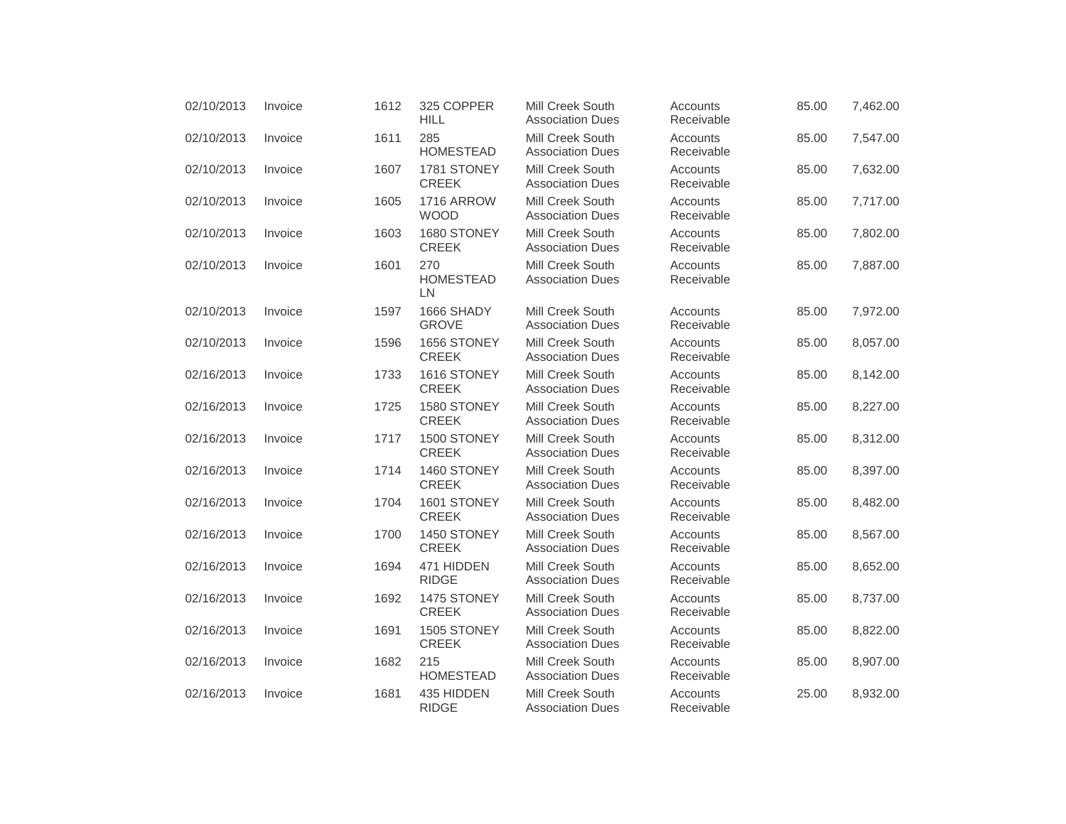| | | | | | | | |
|---|---|---|---|---|---|---|---|
| 02/10/2013 | Invoice | 1612 | 325 COPPER HILL | Mill Creek South Association Dues | Accounts Receivable | 85.00 | 7,462.00 |
| 02/10/2013 | Invoice | 1611 | 285 HOMESTEAD | Mill Creek South Association Dues | Accounts Receivable | 85.00 | 7,547.00 |
| 02/10/2013 | Invoice | 1607 | 1781 STONEY CREEK | Mill Creek South Association Dues | Accounts Receivable | 85.00 | 7,632.00 |
| 02/10/2013 | Invoice | 1605 | 1716 ARROW WOOD | Mill Creek South Association Dues | Accounts Receivable | 85.00 | 7,717.00 |
| 02/10/2013 | Invoice | 1603 | 1680 STONEY CREEK | Mill Creek South Association Dues | Accounts Receivable | 85.00 | 7,802.00 |
| 02/10/2013 | Invoice | 1601 | 270 HOMESTEAD LN | Mill Creek South Association Dues | Accounts Receivable | 85.00 | 7,887.00 |
| 02/10/2013 | Invoice | 1597 | 1666 SHADY GROVE | Mill Creek South Association Dues | Accounts Receivable | 85.00 | 7,972.00 |
| 02/10/2013 | Invoice | 1596 | 1656 STONEY CREEK | Mill Creek South Association Dues | Accounts Receivable | 85.00 | 8,057.00 |
| 02/16/2013 | Invoice | 1733 | 1616 STONEY CREEK | Mill Creek South Association Dues | Accounts Receivable | 85.00 | 8,142.00 |
| 02/16/2013 | Invoice | 1725 | 1580 STONEY CREEK | Mill Creek South Association Dues | Accounts Receivable | 85.00 | 8,227.00 |
| 02/16/2013 | Invoice | 1717 | 1500 STONEY CREEK | Mill Creek South Association Dues | Accounts Receivable | 85.00 | 8,312.00 |
| 02/16/2013 | Invoice | 1714 | 1460 STONEY CREEK | Mill Creek South Association Dues | Accounts Receivable | 85.00 | 8,397.00 |
| 02/16/2013 | Invoice | 1704 | 1601 STONEY CREEK | Mill Creek South Association Dues | Accounts Receivable | 85.00 | 8,482.00 |
| 02/16/2013 | Invoice | 1700 | 1450 STONEY CREEK | Mill Creek South Association Dues | Accounts Receivable | 85.00 | 8,567.00 |
| 02/16/2013 | Invoice | 1694 | 471 HIDDEN RIDGE | Mill Creek South Association Dues | Accounts Receivable | 85.00 | 8,652.00 |
| 02/16/2013 | Invoice | 1692 | 1475 STONEY CREEK | Mill Creek South Association Dues | Accounts Receivable | 85.00 | 8,737.00 |
| 02/16/2013 | Invoice | 1691 | 1505 STONEY CREEK | Mill Creek South Association Dues | Accounts Receivable | 85.00 | 8,822.00 |
| 02/16/2013 | Invoice | 1682 | 215 HOMESTEAD | Mill Creek South Association Dues | Accounts Receivable | 85.00 | 8,907.00 |
| 02/16/2013 | Invoice | 1681 | 435 HIDDEN RIDGE | Mill Creek South Association Dues | Accounts Receivable | 25.00 | 8,932.00 |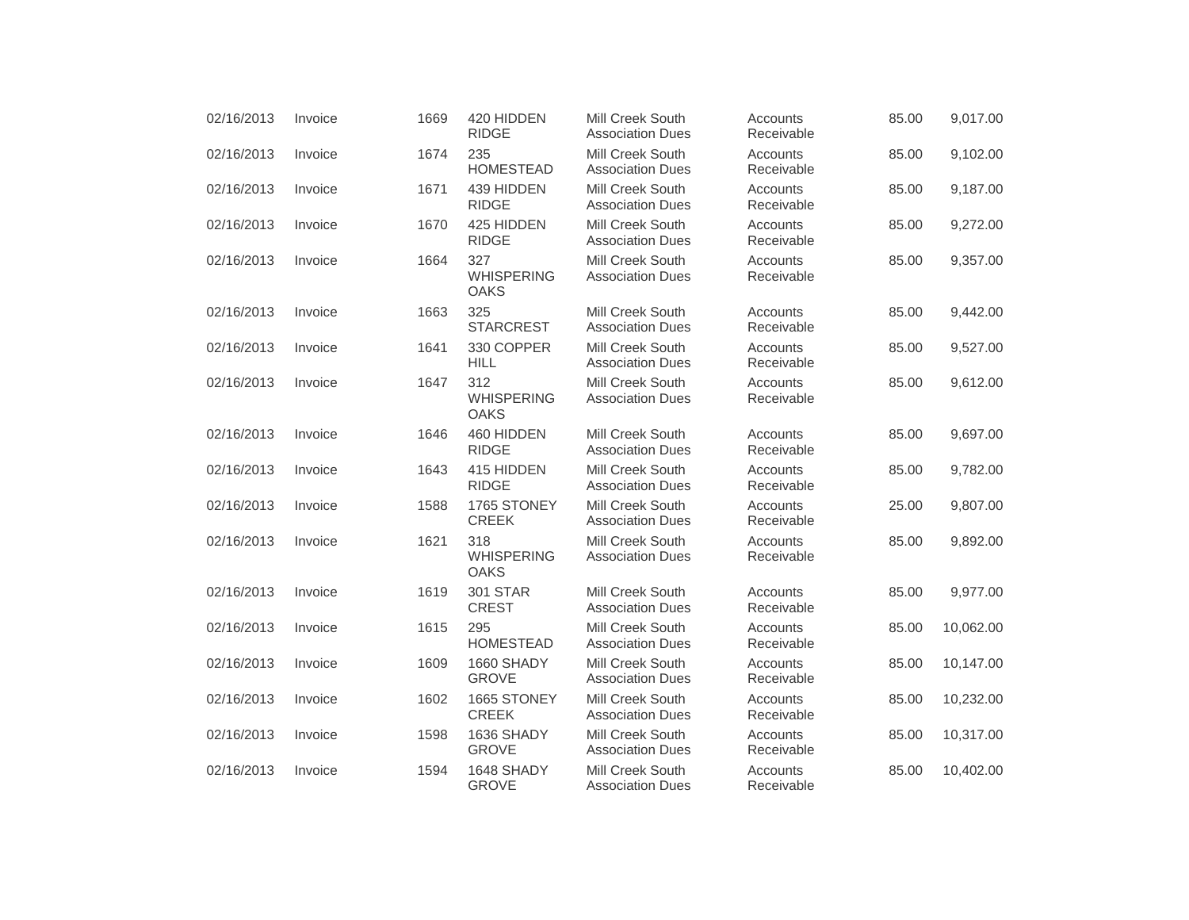| | | | | | | | |
|---|---|---|---|---|---|---|---|
| 02/16/2013 | Invoice | 1669 | 420 HIDDEN RIDGE | Mill Creek South Association Dues | Accounts Receivable | 85.00 | 9,017.00 |
| 02/16/2013 | Invoice | 1674 | 235 HOMESTEAD | Mill Creek South Association Dues | Accounts Receivable | 85.00 | 9,102.00 |
| 02/16/2013 | Invoice | 1671 | 439 HIDDEN RIDGE | Mill Creek South Association Dues | Accounts Receivable | 85.00 | 9,187.00 |
| 02/16/2013 | Invoice | 1670 | 425 HIDDEN RIDGE | Mill Creek South Association Dues | Accounts Receivable | 85.00 | 9,272.00 |
| 02/16/2013 | Invoice | 1664 | 327 WHISPERING OAKS | Mill Creek South Association Dues | Accounts Receivable | 85.00 | 9,357.00 |
| 02/16/2013 | Invoice | 1663 | 325 STARCREST | Mill Creek South Association Dues | Accounts Receivable | 85.00 | 9,442.00 |
| 02/16/2013 | Invoice | 1641 | 330 COPPER HILL | Mill Creek South Association Dues | Accounts Receivable | 85.00 | 9,527.00 |
| 02/16/2013 | Invoice | 1647 | 312 WHISPERING OAKS | Mill Creek South Association Dues | Accounts Receivable | 85.00 | 9,612.00 |
| 02/16/2013 | Invoice | 1646 | 460 HIDDEN RIDGE | Mill Creek South Association Dues | Accounts Receivable | 85.00 | 9,697.00 |
| 02/16/2013 | Invoice | 1643 | 415 HIDDEN RIDGE | Mill Creek South Association Dues | Accounts Receivable | 85.00 | 9,782.00 |
| 02/16/2013 | Invoice | 1588 | 1765 STONEY CREEK | Mill Creek South Association Dues | Accounts Receivable | 25.00 | 9,807.00 |
| 02/16/2013 | Invoice | 1621 | 318 WHISPERING OAKS | Mill Creek South Association Dues | Accounts Receivable | 85.00 | 9,892.00 |
| 02/16/2013 | Invoice | 1619 | 301 STAR CREST | Mill Creek South Association Dues | Accounts Receivable | 85.00 | 9,977.00 |
| 02/16/2013 | Invoice | 1615 | 295 HOMESTEAD | Mill Creek South Association Dues | Accounts Receivable | 85.00 | 10,062.00 |
| 02/16/2013 | Invoice | 1609 | 1660 SHADY GROVE | Mill Creek South Association Dues | Accounts Receivable | 85.00 | 10,147.00 |
| 02/16/2013 | Invoice | 1602 | 1665 STONEY CREEK | Mill Creek South Association Dues | Accounts Receivable | 85.00 | 10,232.00 |
| 02/16/2013 | Invoice | 1598 | 1636 SHADY GROVE | Mill Creek South Association Dues | Accounts Receivable | 85.00 | 10,317.00 |
| 02/16/2013 | Invoice | 1594 | 1648 SHADY GROVE | Mill Creek South Association Dues | Accounts Receivable | 85.00 | 10,402.00 |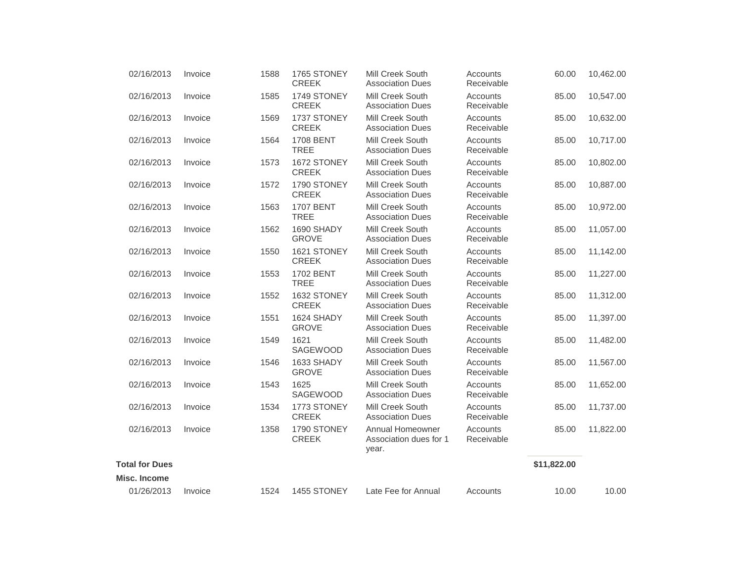| | | | | | | | |
|---|---|---|---|---|---|---|---|
| 02/16/2013 | Invoice | 1588 | 1765 STONEY CREEK | Mill Creek South Association Dues | Accounts Receivable | 60.00 | 10,462.00 |
| 02/16/2013 | Invoice | 1585 | 1749 STONEY CREEK | Mill Creek South Association Dues | Accounts Receivable | 85.00 | 10,547.00 |
| 02/16/2013 | Invoice | 1569 | 1737 STONEY CREEK | Mill Creek South Association Dues | Accounts Receivable | 85.00 | 10,632.00 |
| 02/16/2013 | Invoice | 1564 | 1708 BENT TREE | Mill Creek South Association Dues | Accounts Receivable | 85.00 | 10,717.00 |
| 02/16/2013 | Invoice | 1573 | 1672 STONEY CREEK | Mill Creek South Association Dues | Accounts Receivable | 85.00 | 10,802.00 |
| 02/16/2013 | Invoice | 1572 | 1790 STONEY CREEK | Mill Creek South Association Dues | Accounts Receivable | 85.00 | 10,887.00 |
| 02/16/2013 | Invoice | 1563 | 1707 BENT TREE | Mill Creek South Association Dues | Accounts Receivable | 85.00 | 10,972.00 |
| 02/16/2013 | Invoice | 1562 | 1690 SHADY GROVE | Mill Creek South Association Dues | Accounts Receivable | 85.00 | 11,057.00 |
| 02/16/2013 | Invoice | 1550 | 1621 STONEY CREEK | Mill Creek South Association Dues | Accounts Receivable | 85.00 | 11,142.00 |
| 02/16/2013 | Invoice | 1553 | 1702 BENT TREE | Mill Creek South Association Dues | Accounts Receivable | 85.00 | 11,227.00 |
| 02/16/2013 | Invoice | 1552 | 1632 STONEY CREEK | Mill Creek South Association Dues | Accounts Receivable | 85.00 | 11,312.00 |
| 02/16/2013 | Invoice | 1551 | 1624 SHADY GROVE | Mill Creek South Association Dues | Accounts Receivable | 85.00 | 11,397.00 |
| 02/16/2013 | Invoice | 1549 | 1621 SAGEWOOD | Mill Creek South Association Dues | Accounts Receivable | 85.00 | 11,482.00 |
| 02/16/2013 | Invoice | 1546 | 1633 SHADY GROVE | Mill Creek South Association Dues | Accounts Receivable | 85.00 | 11,567.00 |
| 02/16/2013 | Invoice | 1543 | 1625 SAGEWOOD | Mill Creek South Association Dues | Accounts Receivable | 85.00 | 11,652.00 |
| 02/16/2013 | Invoice | 1534 | 1773 STONEY CREEK | Mill Creek South Association Dues | Accounts Receivable | 85.00 | 11,737.00 |
| 02/16/2013 | Invoice | 1358 | 1790 STONEY CREEK | Annual Homeowner Association dues for 1 year. | Accounts Receivable | 85.00 | 11,822.00 |
| **Total for Dues** | | | | | | **$11,822.00** | |
| **Misc. Income** | | | | | | | |
| 01/26/2013 | Invoice | 1524 | 1455 STONEY | Late Fee for Annual | Accounts | 10.00 | 10.00 |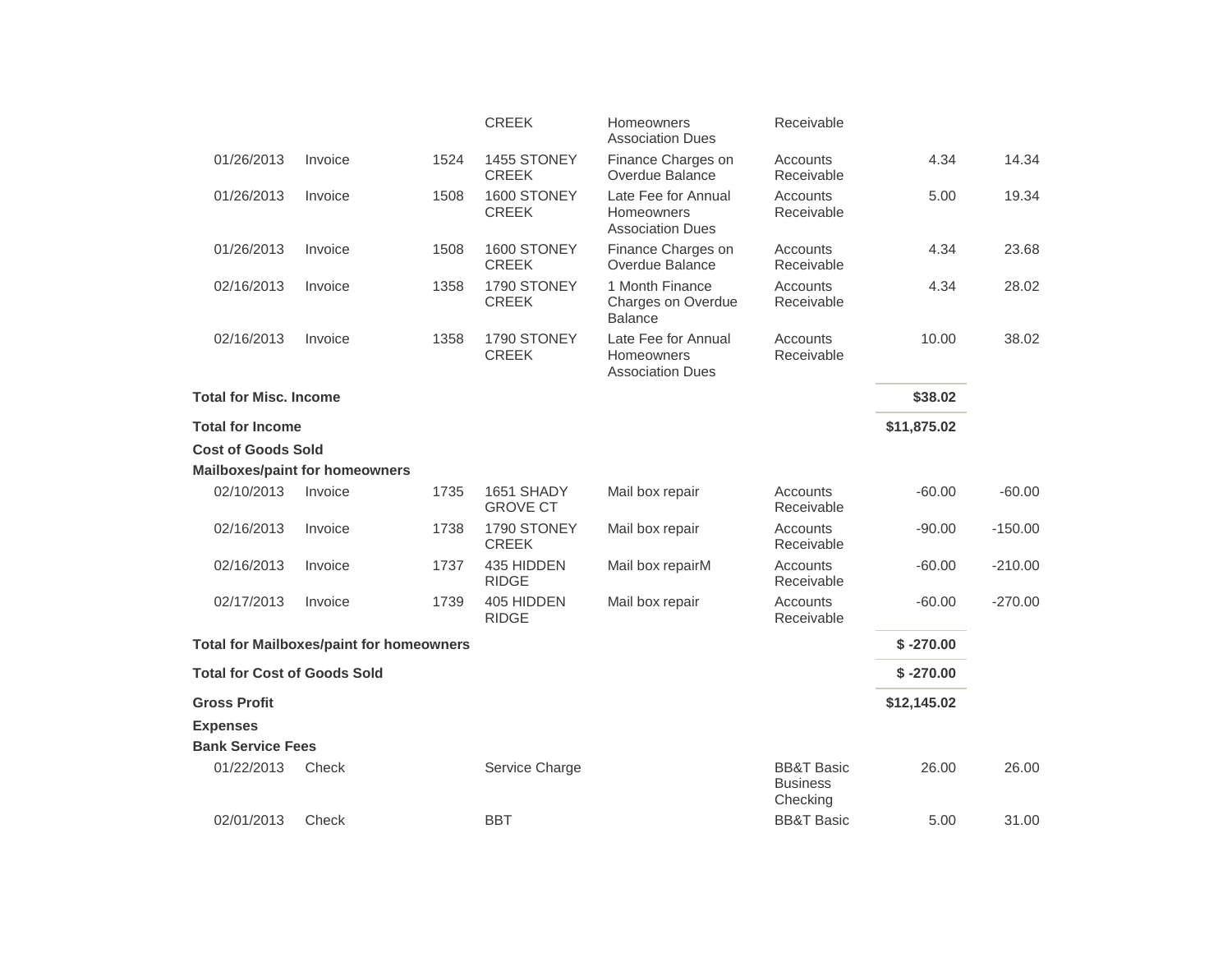| Date | Transaction Type | Num | Name | Memo/Description | Split | Amount | Balance |
|---|---|---|---|---|---|---|---|
| | | | CREEK | Homeowners Association Dues | Receivable | | |
| 01/26/2013 | Invoice | 1524 | 1455 STONEY CREEK | Finance Charges on Overdue Balance | Accounts Receivable | 4.34 | 14.34 |
| 01/26/2013 | Invoice | 1508 | 1600 STONEY CREEK | Late Fee for Annual Homeowners Association Dues | Accounts Receivable | 5.00 | 19.34 |
| 01/26/2013 | Invoice | 1508 | 1600 STONEY CREEK | Finance Charges on Overdue Balance | Accounts Receivable | 4.34 | 23.68 |
| 02/16/2013 | Invoice | 1358 | 1790 STONEY CREEK | 1 Month Finance Charges on Overdue Balance | Accounts Receivable | 4.34 | 28.02 |
| 02/16/2013 | Invoice | 1358 | 1790 STONEY CREEK | Late Fee for Annual Homeowners Association Dues | Accounts Receivable | 10.00 | 38.02 |
| **Total for Misc. Income** | | | | | | **$38.02** | |
| **Total for Income** | | | | | | **$11,875.02** | |
| **Cost of Goods Sold** | | | | | | | |
| **Mailboxes/paint for homeowners** | | | | | | | |
| 02/10/2013 | Invoice | 1735 | 1651 SHADY GROVE CT | Mail box repair | Accounts Receivable | -60.00 | -60.00 |
| 02/16/2013 | Invoice | 1738 | 1790 STONEY CREEK | Mail box repair | Accounts Receivable | -90.00 | -150.00 |
| 02/16/2013 | Invoice | 1737 | 435 HIDDEN RIDGE | Mail box repairM | Accounts Receivable | -60.00 | -210.00 |
| 02/17/2013 | Invoice | 1739 | 405 HIDDEN RIDGE | Mail box repair | Accounts Receivable | -60.00 | -270.00 |
| **Total for Mailboxes/paint for homeowners** | | | | | | **$ -270.00** | |
| **Total for Cost of Goods Sold** | | | | | | **$ -270.00** | |
| **Gross Profit** | | | | | | **$12,145.02** | |
| **Expenses** | | | | | | | |
| **Bank Service Fees** | | | | | | | |
| 01/22/2013 | Check | | Service Charge | | BB&T Basic Business Checking | 26.00 | 26.00 |
| 02/01/2013 | Check | | BBT | | BB&T Basic | 5.00 | 31.00 |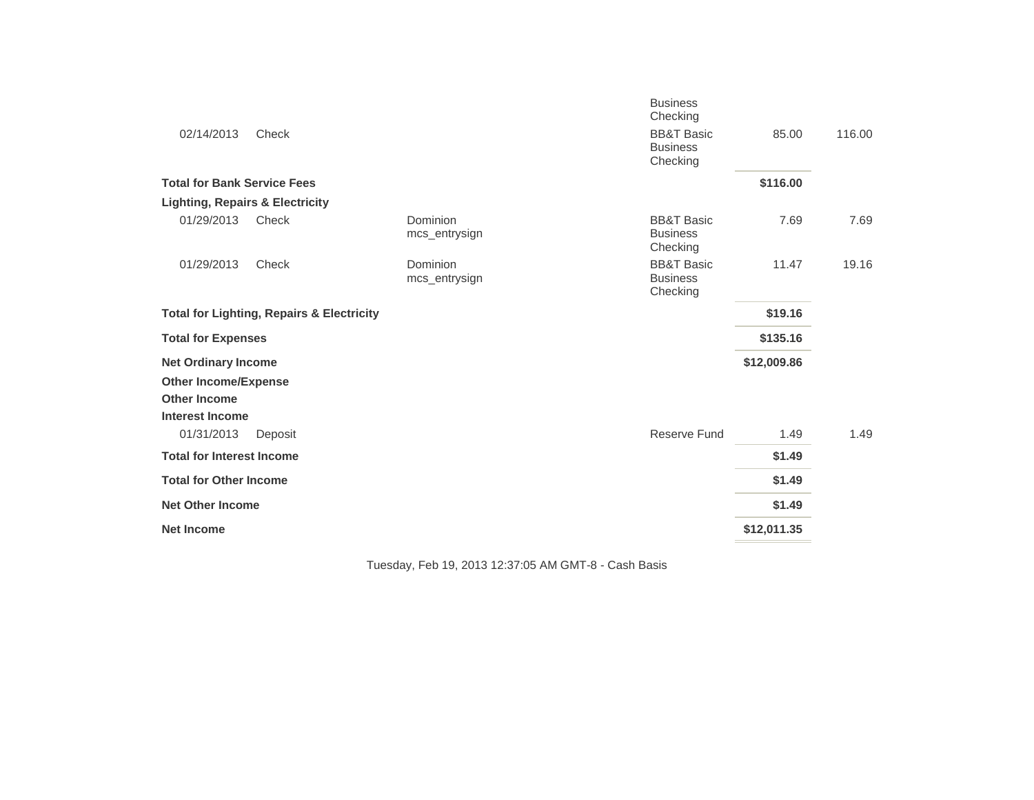| | | | | | |
|---|---|---|---|---|---|
| | | | Business Checking | | |
| 02/14/2013 | Check | | BB&T Basic Business Checking | 85.00 | 116.00 |
| **Total for Bank Service Fees** | | | | **$116.00** | |
| **Lighting, Repairs & Electricity** | | | | | |
| 01/29/2013 | Check | Dominion mcs_entrysign | BB&T Basic Business Checking | 7.69 | 7.69 |
| 01/29/2013 | Check | Dominion mcs_entrysign | BB&T Basic Business Checking | 11.47 | 19.16 |
| **Total for Lighting, Repairs & Electricity** | | | | **$19.16** | |
| **Total for Expenses** | | | | **$135.16** | |
| **Net Ordinary Income** | | | | **$12,009.86** | |
| **Other Income/Expense** | | | | | |
| **Other Income** | | | | | |
| **Interest Income** | | | | | |
| 01/31/2013 | Deposit | | Reserve Fund | 1.49 | 1.49 |
| **Total for Interest Income** | | | | **$1.49** | |
| **Total for Other Income** | | | | **$1.49** | |
| **Net Other Income** | | | | **$1.49** | |
| **Net Income** | | | | **$12,011.35** | |

Tuesday, Feb 19, 2013 12:37:05 AM GMT-8 - Cash Basis